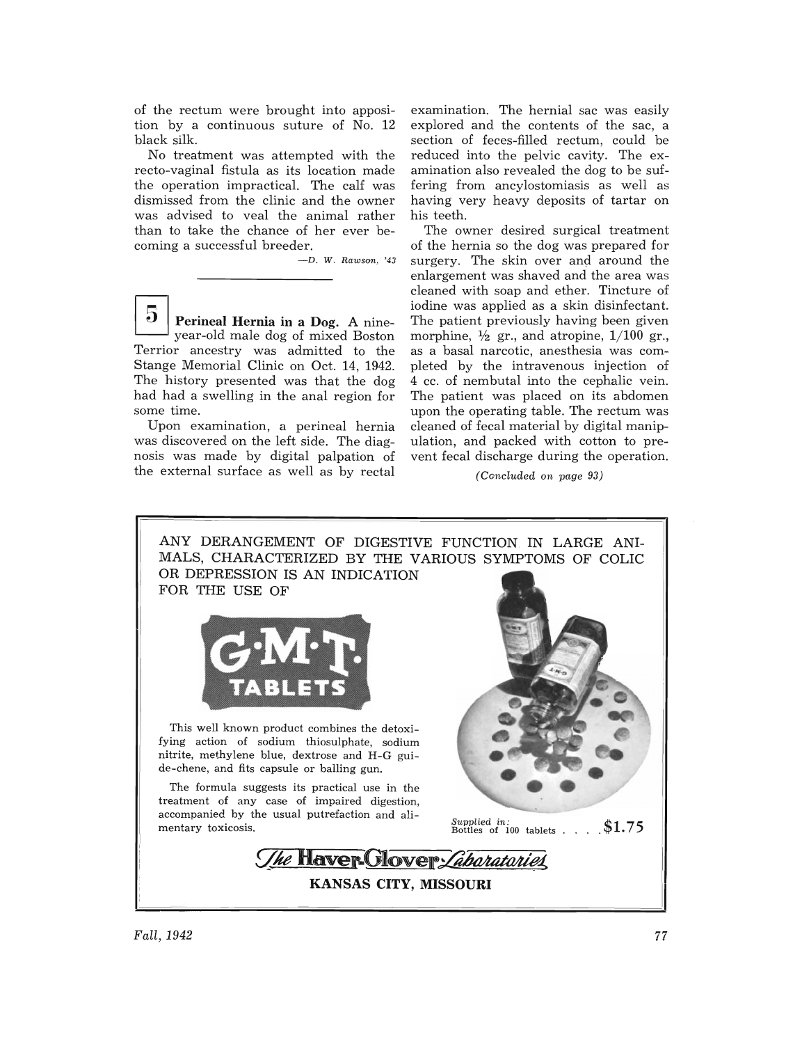of the rectum were brought into apposition by a continuous suture of No. 12 black silk.

No treatment was attempted with the recto-vaginal fistula as its location made the operation impractical. The calf was dismissed from the clinic and the owner was advised to veal the animal rather than to take the chance of her ever becoming a successful breeder.

—*D. W. Rawson, '43*

---

**5** **Perineal Hernia in a Dog.** A nine-year-old male dog of mixed Boston Terrier ancestry was admitted to the Stange Memorial Clinic on Oct. 14, 1942. The history presented was that the dog had had a swelling in the anal region for some time.

Upon examination, a perineal hernia was discovered on the left side. The diagnosis was made by digital palpation of the external surface as well as by rectal examination. The hernial sac was easily explored and the contents of the sac, a section of feces-filled rectum, could be reduced into the pelvic cavity. The examination also revealed the dog to be suffering from ancylostomiasis as well as having very heavy deposits of tartar on his teeth.

The owner desired surgical treatment of the hernia so the dog was prepared for surgery. The skin over and around the enlargement was shaved and the area was cleaned with soap and ether. Tincture of iodine was applied as a skin disinfectant. The patient previously having been given morphine, ½ gr., and atropine, 1/100 gr., as a basal narcotic, anesthesia was completed by the intravenous injection of 4 cc. of nembutal into the cephalic vein. The patient was placed on its abdomen upon the operating table. The rectum was cleaned of fecal material by digital manipulation, and packed with cotton to prevent fecal discharge during the operation.

*(Concluded on page 93)*

---

ANY DERANGEMENT OF DIGESTIVE FUNCTION IN LARGE ANIMALS, CHARACTERIZED BY THE VARIOUS SYMPTOMS OF COLIC OR DEPRESSION IS AN INDICATION FOR THE USE OF

**G·M·T. TABLETS**

This well known product combines the detoxifying action of sodium thiosulphate, sodium nitrite, methylene blue, dextrose and H-G guide-chene, and fits capsule or balling gun.

The formula suggests its practical use in the treatment of any case of impaired digestion, accompanied by the usual putrefaction and alimentary toxicosis.

*Supplied in:*
Bottles of 100 tablets . . . . $1.75

**The Haver-Glover Laboratories**

**KANSAS CITY, MISSOURI**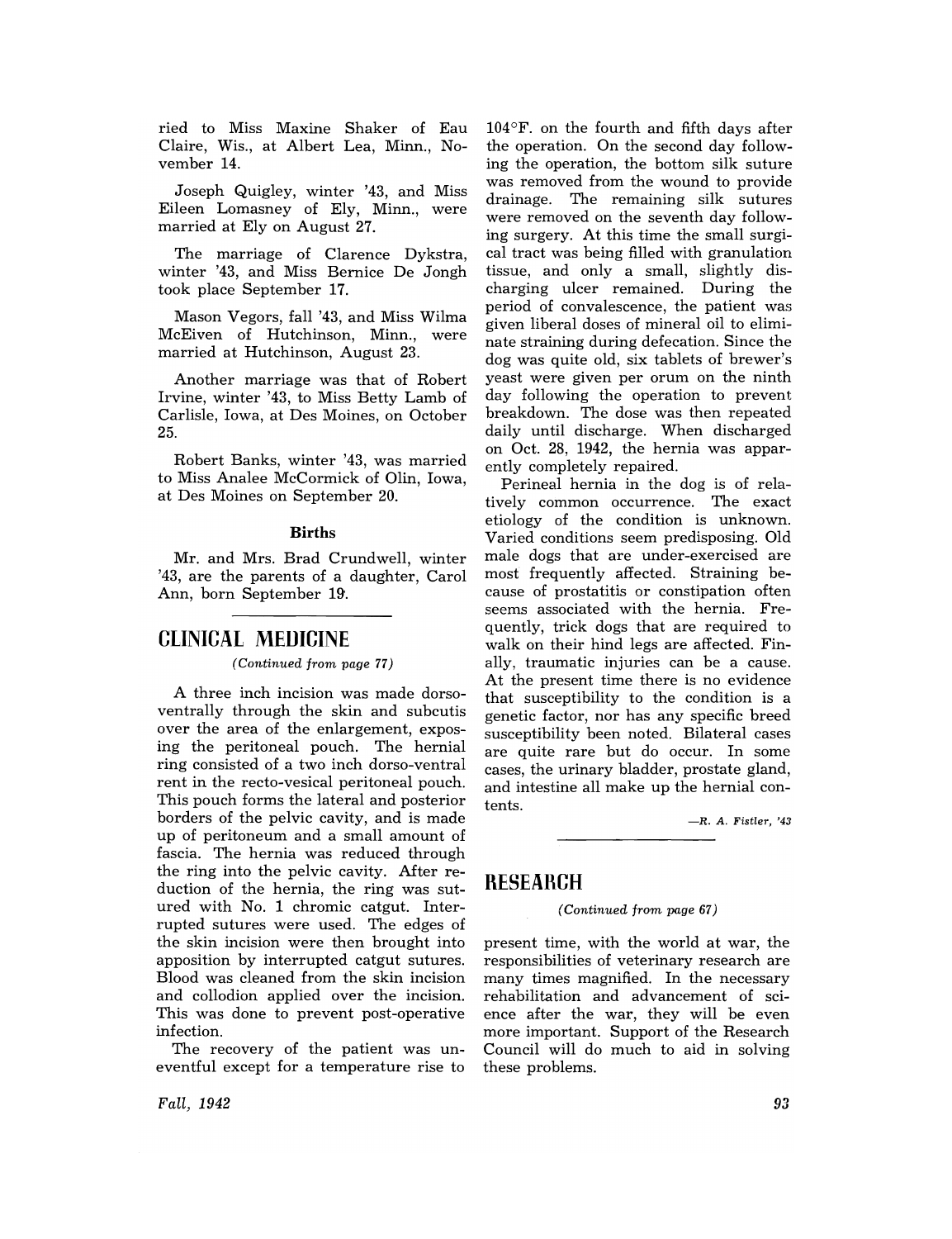ried to Miss Maxine Shaker of Eau Claire, Wis., at Albert Lea, Minn., November 14.

Joseph Quigley, winter '43, and Miss Eileen Lomasney of Ely, Minn., were married at Ely on August 27.

The marriage of Clarence Dykstra, winter '43, and Miss Bernice De Jongh took place September 17.

Mason Vegors, fall '43, and Miss Wilma McEiven of Hutchinson, Minn., were married at Hutchinson, August 23.

Another marriage was that of Robert Irvine, winter '43, to Miss Betty Lamb of Carlisle, Iowa, at Des Moines, on October 25.

Robert Banks, winter '43, was married to Miss Analee McCormick of Olin, Iowa, at Des Moines on September 20.

### Births

Mr. and Mrs. Brad Crundwell, winter '43, are the parents of a daughter, Carol Ann, born September 19.

## CLINICAL MEDICINE

*(Continued from page 77)*

A three inch incision was made dorsoventrally through the skin and subcutis over the area of the enlargement, exposing the peritoneal pouch. The hernial ring consisted of a two inch dorso-ventral rent in the recto-vesical peritoneal pouch. This pouch forms the lateral and posterior borders of the pelvic cavity, and is made up of peritoneum and a small amount of fascia. The hernia was reduced through the ring into the pelvic cavity. After reduction of the hernia, the ring was sutured with No. 1 chromic catgut. Interrupted sutures were used. The edges of the skin incision were then brought into apposition by interrupted catgut sutures. Blood was cleaned from the skin incision and collodion applied over the incision. This was done to prevent post-operative infection.

The recovery of the patient was uneventful except for a temperature rise to 104°F. on the fourth and fifth days after the operation. On the second day following the operation, the bottom silk suture was removed from the wound to provide drainage. The remaining silk sutures were removed on the seventh day following surgery. At this time the small surgical tract was being filled with granulation tissue, and only a small, slightly discharging ulcer remained. During the period of convalescence, the patient was given liberal doses of mineral oil to eliminate straining during defecation. Since the dog was quite old, six tablets of brewer's yeast were given per orum on the ninth day following the operation to prevent breakdown. The dose was then repeated daily until discharge. When discharged on Oct. 28, 1942, the hernia was apparently completely repaired.

Perineal hernia in the dog is of relatively common occurrence. The exact etiology of the condition is unknown. Varied conditions seem predisposing. Old male dogs that are under-exercised are most frequently affected. Straining because of prostatitis or constipation often seems associated with the hernia. Frequently, trick dogs that are required to walk on their hind legs are affected. Finally, traumatic injuries can be a cause. At the present time there is no evidence that susceptibility to the condition is a genetic factor, nor has any specific breed susceptibility been noted. Bilateral cases are quite rare but do occur. In some cases, the urinary bladder, prostate gland, and intestine all make up the hernial contents.

—*R. A. Fistler, '43*

## RESEARCH

*(Continued from page 67)*

present time, with the world at war, the responsibilities of veterinary research are many times magnified. In the necessary rehabilitation and advancement of science after the war, they will be even more important. Support of the Research Council will do much to aid in solving these problems.